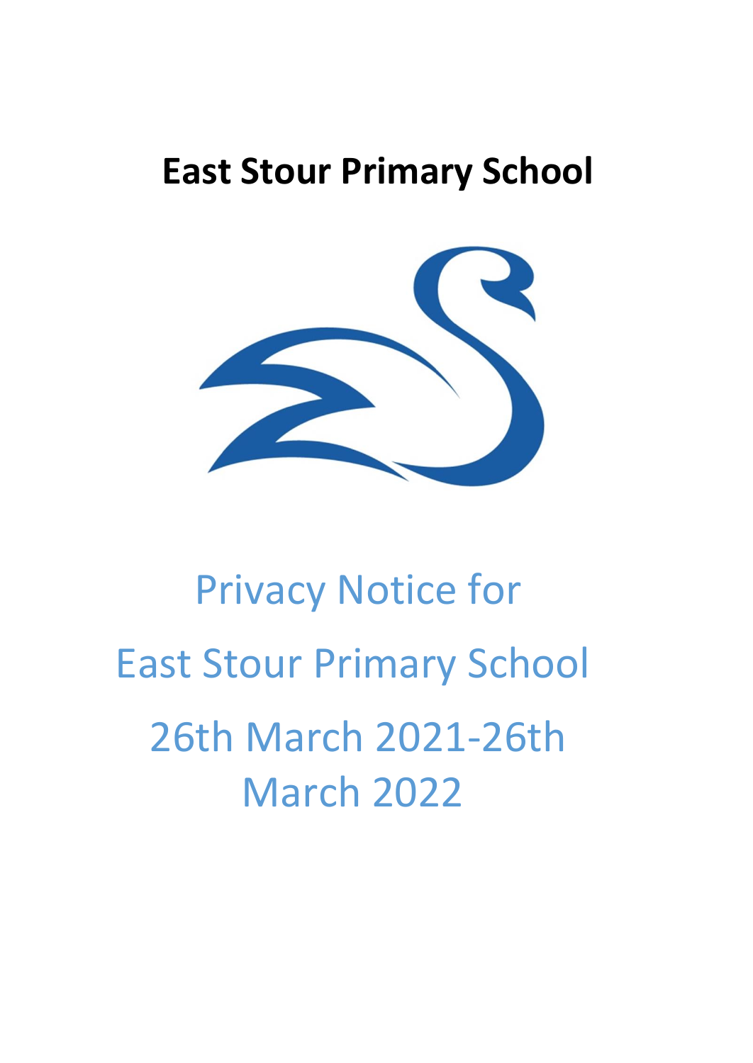# East Stour Primary School

Privacy Notice for

East Stour Primary School

26th March 2021-26th March 2022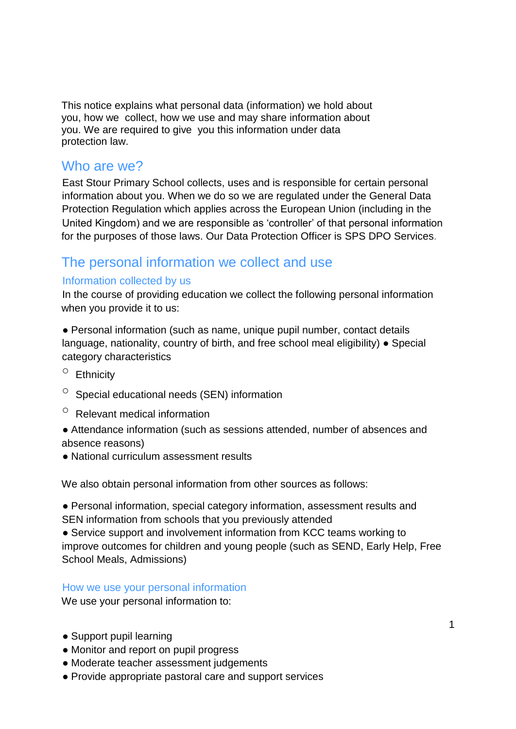This notice explains what personal data (information) we hold about you, how we collect, how we use and may share information about you. We are required to give you this information under data protection law.

## Who are we?

East Stour Primary School collects, uses and is responsible for certain personal information about you. When we do so we are regulated under the General Data Protection Regulation which applies across the European Union (including in the United Kingdom) and we are responsible as 'controller' of that personal information for the purposes of those laws. Our Data Protection Officer is SPS DPO Services.

## The personal information we collect and use

### Information collected by us

In the course of providing education we collect the following personal information when you provide it to us:

- Personal information (such as name, unique pupil number, contact details language, nationality, country of birth, and free school meal eligibility)
- Special category characteristics
  - Ethnicity
  - Special educational needs (SEN) information
  - Relevant medical information
- Attendance information (such as sessions attended, number of absences and absence reasons)
- National curriculum assessment results

We also obtain personal information from other sources as follows:

- Personal information, special category information, assessment results and SEN information from schools that you previously attended
- Service support and involvement information from KCC teams working to improve outcomes for children and young people (such as SEND, Early Help, Free School Meals, Admissions)

### How we use your personal information

We use your personal information to:

- Support pupil learning
- Monitor and report on pupil progress
- Moderate teacher assessment judgements
- Provide appropriate pastoral care and support services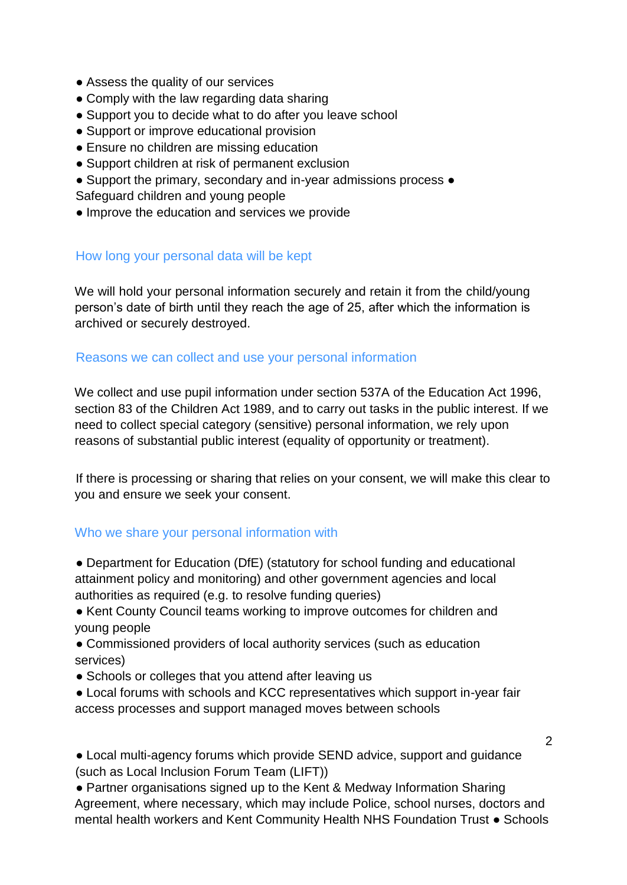- Assess the quality of our services
- Comply with the law regarding data sharing
- Support you to decide what to do after you leave school
- Support or improve educational provision
- Ensure no children are missing education
- Support children at risk of permanent exclusion
- Support the primary, secondary and in-year admissions process
- Safeguard children and young people
- Improve the education and services we provide

## How long your personal data will be kept

We will hold your personal information securely and retain it from the child/young person's date of birth until they reach the age of 25, after which the information is archived or securely destroyed.

## Reasons we can collect and use your personal information

We collect and use pupil information under section 537A of the Education Act 1996, section 83 of the Children Act 1989, and to carry out tasks in the public interest. If we need to collect special category (sensitive) personal information, we rely upon reasons of substantial public interest (equality of opportunity or treatment).

If there is processing or sharing that relies on your consent, we will make this clear to you and ensure we seek your consent.

## Who we share your personal information with

- Department for Education (DfE) (statutory for school funding and educational attainment policy and monitoring) and other government agencies and local authorities as required (e.g. to resolve funding queries)
- Kent County Council teams working to improve outcomes for children and young people
- Commissioned providers of local authority services (such as education services)
- Schools or colleges that you attend after leaving us
- Local forums with schools and KCC representatives which support in-year fair access processes and support managed moves between schools
- Local multi-agency forums which provide SEND advice, support and guidance (such as Local Inclusion Forum Team (LIFT))
- Partner organisations signed up to the Kent & Medway Information Sharing Agreement, where necessary, which may include Police, school nurses, doctors and mental health workers and Kent Community Health NHS Foundation Trust
- Schools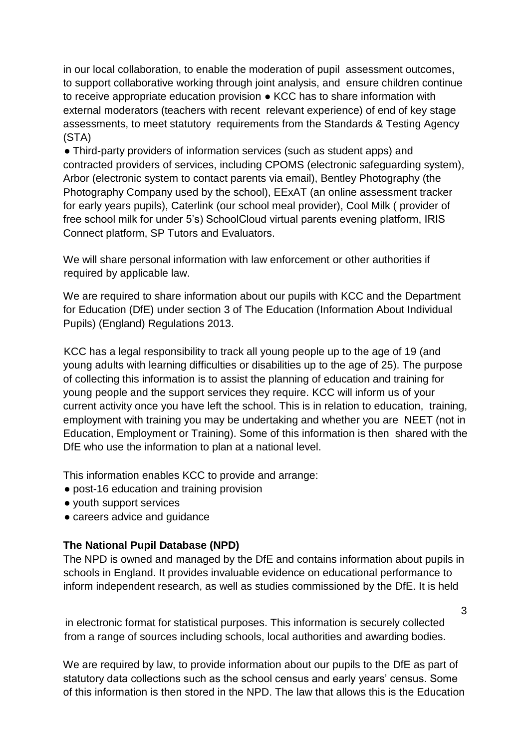in our local collaboration, to enable the moderation of pupil assessment outcomes, to support collaborative working through joint analysis, and ensure children continue to receive appropriate education provision ● KCC has to share information with external moderators (teachers with recent relevant experience) of end of key stage assessments, to meet statutory requirements from the Standards & Testing Agency (STA)

● Third-party providers of information services (such as student apps) and contracted providers of services, including CPOMS (electronic safeguarding system), Arbor (electronic system to contact parents via email), Bentley Photography (the Photography Company used by the school), EExAT (an online assessment tracker for early years pupils), Caterlink (our school meal provider), Cool Milk ( provider of free school milk for under 5's) SchoolCloud virtual parents evening platform, IRIS Connect platform, SP Tutors and Evaluators.

We will share personal information with law enforcement or other authorities if required by applicable law.

We are required to share information about our pupils with KCC and the Department for Education (DfE) under section 3 of The Education (Information About Individual Pupils) (England) Regulations 2013.

KCC has a legal responsibility to track all young people up to the age of 19 (and young adults with learning difficulties or disabilities up to the age of 25). The purpose of collecting this information is to assist the planning of education and training for young people and the support services they require. KCC will inform us of your current activity once you have left the school. This is in relation to education, training, employment with training you may be undertaking and whether you are NEET (not in Education, Employment or Training). Some of this information is then shared with the DfE who use the information to plan at a national level.

This information enables KCC to provide and arrange:

- post-16 education and training provision
- youth support services
- careers advice and guidance

**The National Pupil Database (NPD)**

The NPD is owned and managed by the DfE and contains information about pupils in schools in England. It provides invaluable evidence on educational performance to inform independent research, as well as studies commissioned by the DfE. It is held in electronic format for statistical purposes. This information is securely collected from a range of sources including schools, local authorities and awarding bodies.

We are required by law, to provide information about our pupils to the DfE as part of statutory data collections such as the school census and early years' census. Some of this information is then stored in the NPD. The law that allows this is the Education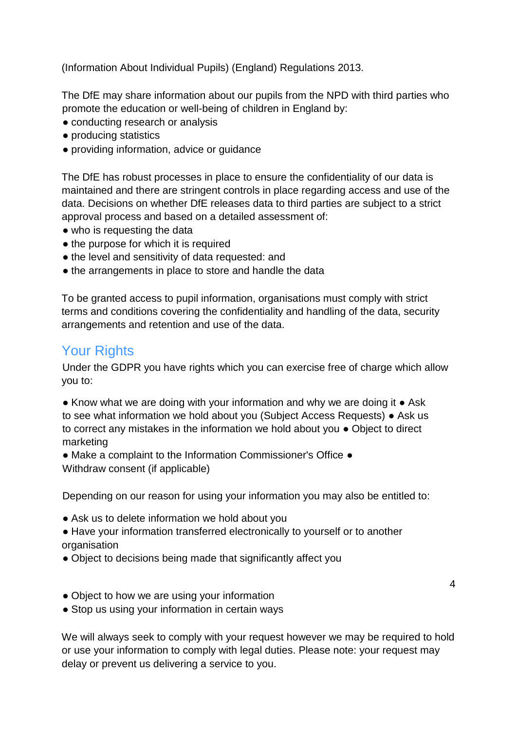(Information About Individual Pupils) (England) Regulations 2013.

The DfE may share information about our pupils from the NPD with third parties who promote the education or well-being of children in England by:

- conducting research or analysis
- producing statistics
- providing information, advice or guidance

The DfE has robust processes in place to ensure the confidentiality of our data is maintained and there are stringent controls in place regarding access and use of the data. Decisions on whether DfE releases data to third parties are subject to a strict approval process and based on a detailed assessment of:

- who is requesting the data
- the purpose for which it is required
- the level and sensitivity of data requested: and
- the arrangements in place to store and handle the data

To be granted access to pupil information, organisations must comply with strict terms and conditions covering the confidentiality and handling of the data, security arrangements and retention and use of the data.

## Your Rights

Under the GDPR you have rights which you can exercise free of charge which allow you to:

- Know what we are doing with your information and why we are doing it
- Ask to see what information we hold about you (Subject Access Requests)
- Ask us to correct any mistakes in the information we hold about you
- Object to direct marketing
- Make a complaint to the Information Commissioner's Office
- Withdraw consent (if applicable)

Depending on our reason for using your information you may also be entitled to:

- Ask us to delete information we hold about you
- Have your information transferred electronically to yourself or to another organisation
- Object to decisions being made that significantly affect you
- Object to how we are using your information
- Stop us using your information in certain ways

We will always seek to comply with your request however we may be required to hold or use your information to comply with legal duties. Please note: your request may delay or prevent us delivering a service to you.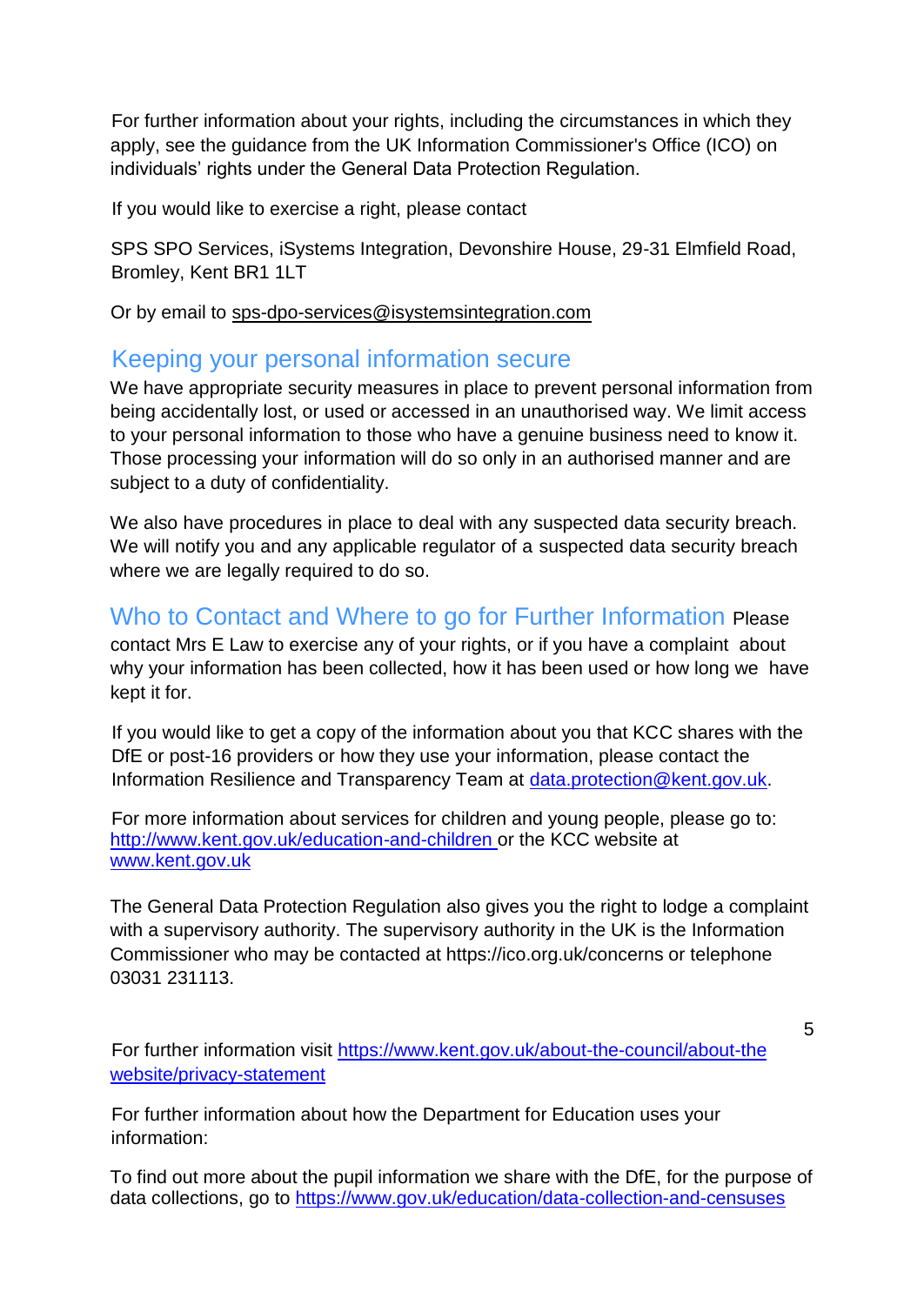For further information about your rights, including the circumstances in which they apply, see the guidance from the UK Information Commissioner's Office (ICO) on individuals' rights under the General Data Protection Regulation.

If you would like to exercise a right, please contact

SPS SPO Services, iSystems Integration, Devonshire House, 29-31 Elmfield Road, Bromley, Kent BR1 1LT

Or by email to sps-dpo-services@isystemsintegration.com

## Keeping your personal information secure

We have appropriate security measures in place to prevent personal information from being accidentally lost, or used or accessed in an unauthorised way. We limit access to your personal information to those who have a genuine business need to know it. Those processing your information will do so only in an authorised manner and are subject to a duty of confidentiality.

We also have procedures in place to deal with any suspected data security breach. We will notify you and any applicable regulator of a suspected data security breach where we are legally required to do so.

## Who to Contact and Where to go for Further Information

Please contact Mrs E Law to exercise any of your rights, or if you have a complaint about why your information has been collected, how it has been used or how long we have kept it for.

If you would like to get a copy of the information about you that KCC shares with the DfE or post-16 providers or how they use your information, please contact the Information Resilience and Transparency Team at data.protection@kent.gov.uk.

For more information about services for children and young people, please go to: http://www.kent.gov.uk/education-and-children or the KCC website at www.kent.gov.uk

The General Data Protection Regulation also gives you the right to lodge a complaint with a supervisory authority. The supervisory authority in the UK is the Information Commissioner who may be contacted at https://ico.org.uk/concerns or telephone 03031 231113.

For further information visit https://www.kent.gov.uk/about-the-council/about-the website/privacy-statement

For further information about how the Department for Education uses your information:

To find out more about the pupil information we share with the DfE, for the purpose of data collections, go to https://www.gov.uk/education/data-collection-and-censuses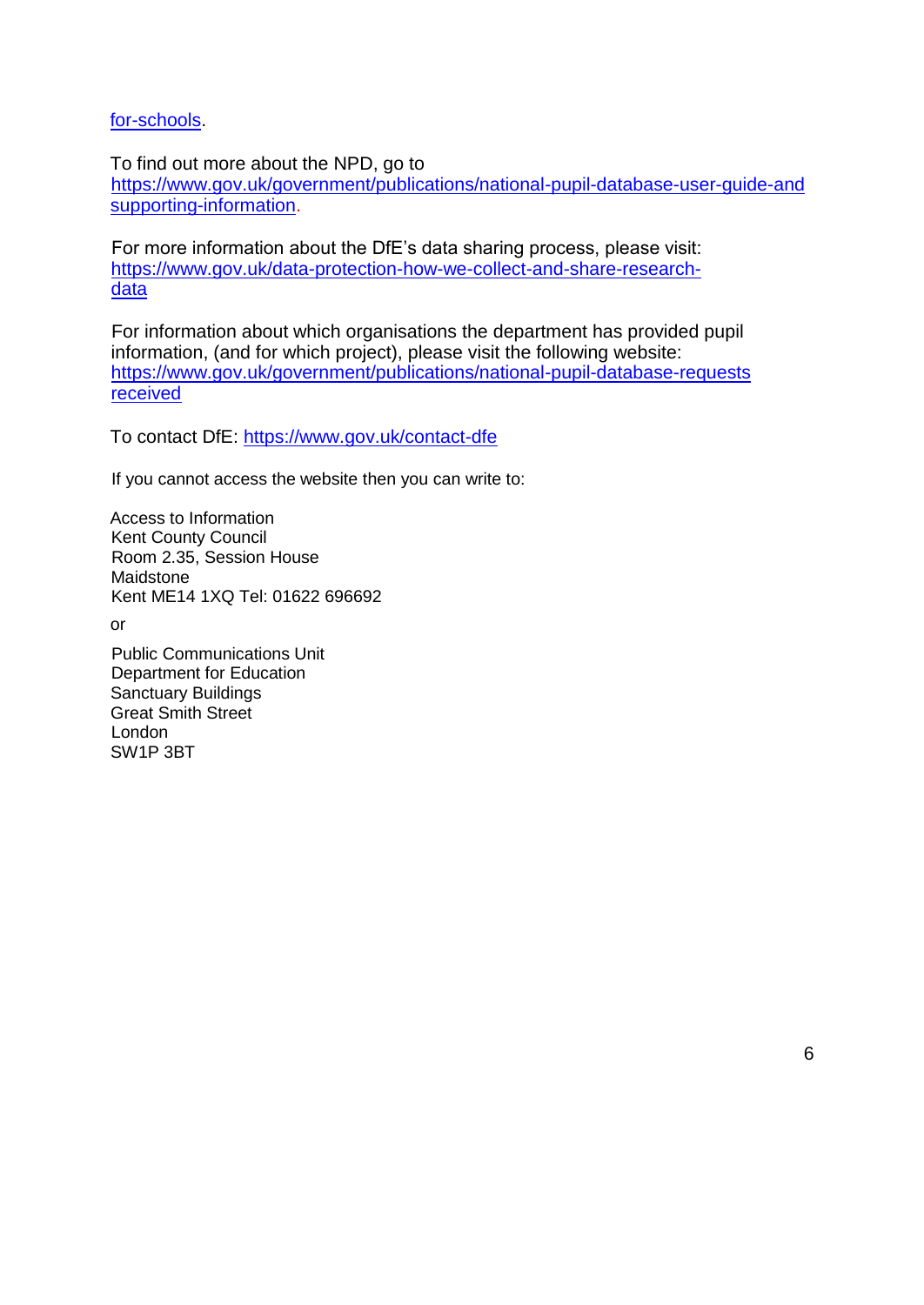for-schools.

To find out more about the NPD, go to https://www.gov.uk/government/publications/national-pupil-database-user-guide-and supporting-information.

For more information about the DfE's data sharing process, please visit: https://www.gov.uk/data-protection-how-we-collect-and-share-research-data

For information about which organisations the department has provided pupil information, (and for which project), please visit the following website: https://www.gov.uk/government/publications/national-pupil-database-requests received

To contact DfE: https://www.gov.uk/contact-dfe

If you cannot access the website then you can write to:

Access to Information
Kent County Council
Room 2.35, Session House
Maidstone
Kent ME14 1XQ Tel: 01622 696692

or

Public Communications Unit
Department for Education
Sanctuary Buildings
Great Smith Street
London
SW1P 3BT